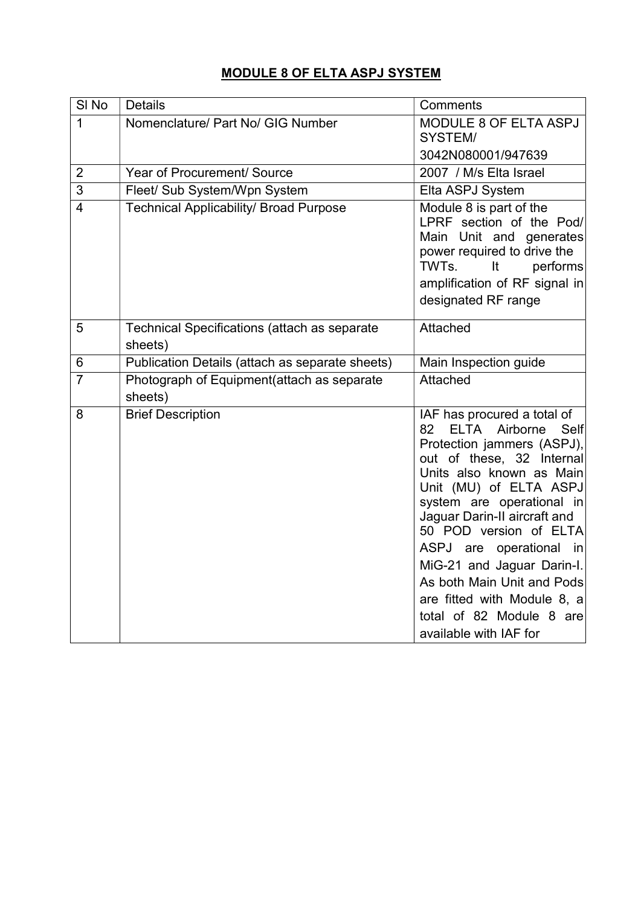# MODULE 8 OF ELTA ASPJ SYSTEM

| Sl No | Details | Comments |
|---|---|---|
| 1 | Nomenclature/ Part No/ GIG Number | MODULE 8 OF ELTA ASPJ SYSTEM/ 3042N080001/947639 |
| 2 | Year of Procurement/ Source | 2007 / M/s Elta Israel |
| 3 | Fleet/ Sub System/Wpn System | Elta ASPJ System |
| 4 | Technical Applicability/ Broad Purpose | Module 8 is part of the LPRF section of the Pod/ Main Unit and generates power required to drive the TWTs. It performs amplification of RF signal in designated RF range |
| 5 | Technical Specifications (attach as separate sheets) | Attached |
| 6 | Publication Details (attach as separate sheets) | Main Inspection guide |
| 7 | Photograph of Equipment(attach as separate sheets) | Attached |
| 8 | Brief Description | IAF has procured a total of 82 ELTA Airborne Self Protection jammers (ASPJ), out of these, 32 Internal Units also known as Main Unit (MU) of ELTA ASPJ system are operational in Jaguar Darin-II aircraft and 50 POD version of ELTA ASPJ are operational in MiG-21 and Jaguar Darin-I. As both Main Unit and Pods are fitted with Module 8, a total of 82 Module 8 are available with IAF for |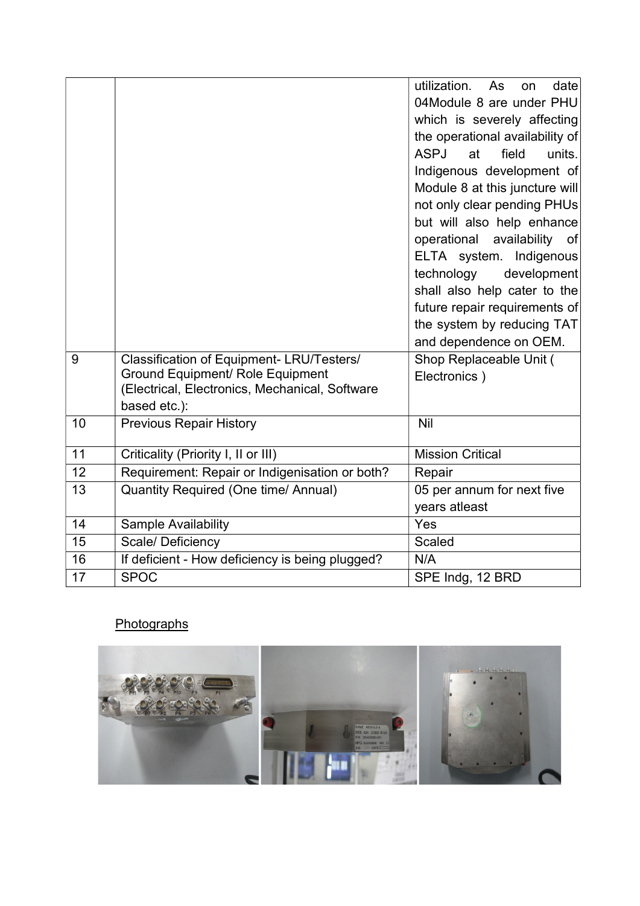| | | |
|---|---|---|
| | | utilization. As on date 04Module 8 are under PHU which is severely affecting the operational availability of ASPJ at field units. Indigenous development of Module 8 at this juncture will not only clear pending PHUs but will also help enhance operational availability of ELTA system. Indigenous technology development shall also help cater to the future repair requirements of the system by reducing TAT and dependence on OEM. |
| 9 | Classification of Equipment- LRU/Testers/ Ground Equipment/ Role Equipment (Electrical, Electronics, Mechanical, Software based etc.): | Shop Replaceable Unit ( Electronics ) |
| 10 | Previous Repair History | Nil |
| 11 | Criticality (Priority I, II or III) | Mission Critical |
| 12 | Requirement: Repair or Indigenisation or both? | Repair |
| 13 | Quantity Required (One time/ Annual) | 05 per annum for next five years atleast |
| 14 | Sample Availability | Yes |
| 15 | Scale/ Deficiency | Scaled |
| 16 | If deficient - How deficiency is being plugged? | N/A |
| 17 | SPOC | SPE Indg, 12 BRD |

Photographs